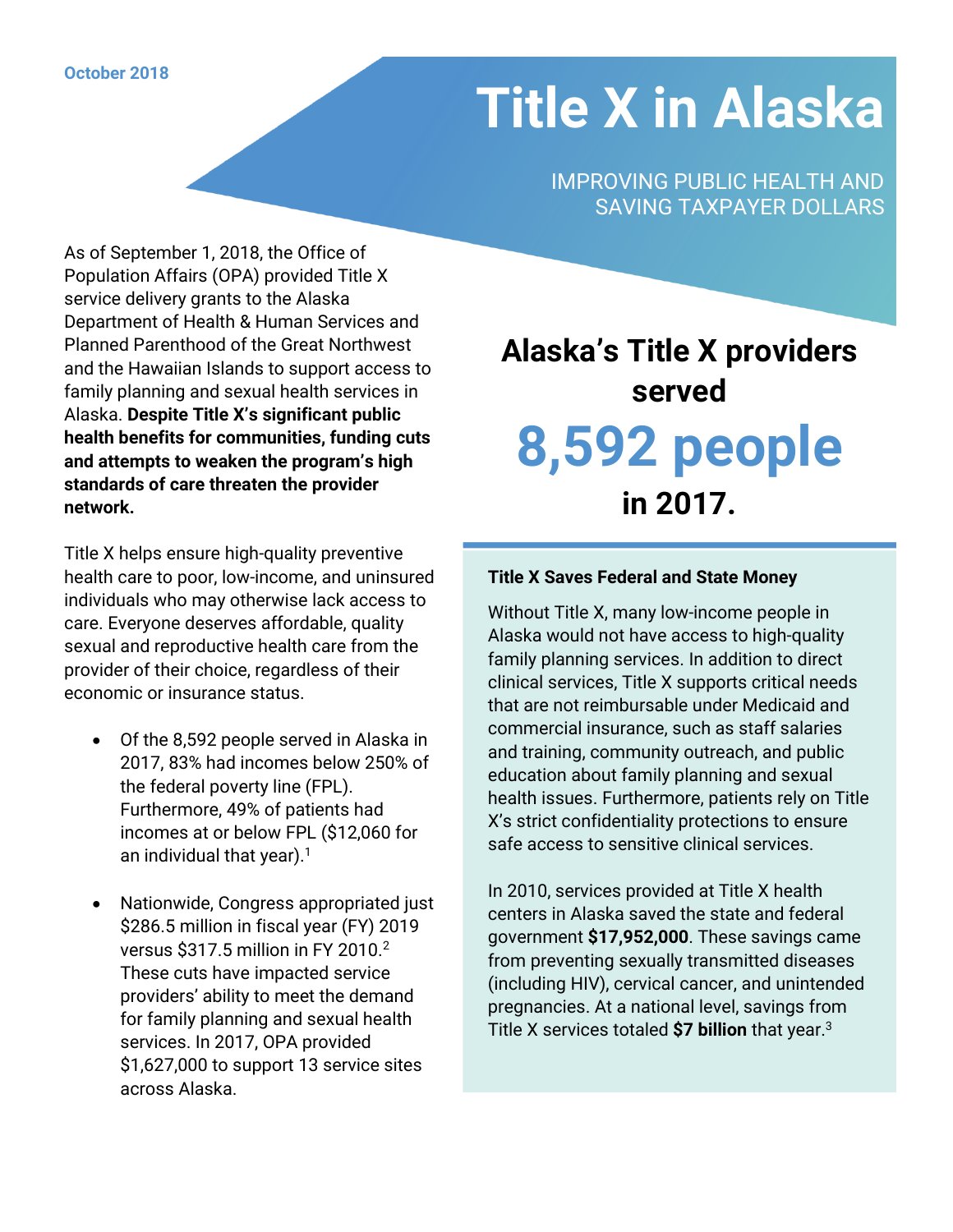October 2018

# Title X in Alaska

IMPROVING PUBLIC HEALTH AND SAVING TAXPAYER DOLLARS

As of September 1, 2018, the Office of Population Affairs (OPA) provided Title X service delivery grants to the Alaska Department of Health & Human Services and Planned Parenthood of the Great Northwest and the Hawaiian Islands to support access to family planning and sexual health services in Alaska. **Despite Title X's significant public health benefits for communities, funding cuts and attempts to weaken the program's high standards of care threaten the provider network.**

Title X helps ensure high-quality preventive health care to poor, low-income, and uninsured individuals who may otherwise lack access to care. Everyone deserves affordable, quality sexual and reproductive health care from the provider of their choice, regardless of their economic or insurance status.

- Of the 8,592 people served in Alaska in 2017, 83% had incomes below 250% of the federal poverty line (FPL). Furthermore, 49% of patients had incomes at or below FPL ($12,060 for an individual that year).[1]
- Nationwide, Congress appropriated just $286.5 million in fiscal year (FY) 2019 versus $317.5 million in FY 2010.[2] These cuts have impacted service providers' ability to meet the demand for family planning and sexual health services. In 2017, OPA provided $1,627,000 to support 13 service sites across Alaska.

## Alaska's Title X providers served 8,592 people in 2017.

### Title X Saves Federal and State Money

Without Title X, many low-income people in Alaska would not have access to high-quality family planning services. In addition to direct clinical services, Title X supports critical needs that are not reimbursable under Medicaid and commercial insurance, such as staff salaries and training, community outreach, and public education about family planning and sexual health issues. Furthermore, patients rely on Title X's strict confidentiality protections to ensure safe access to sensitive clinical services.

In 2010, services provided at Title X health centers in Alaska saved the state and federal government **$17,952,000**. These savings came from preventing sexually transmitted diseases (including HIV), cervical cancer, and unintended pregnancies. At a national level, savings from Title X services totaled **$7 billion** that year.[3]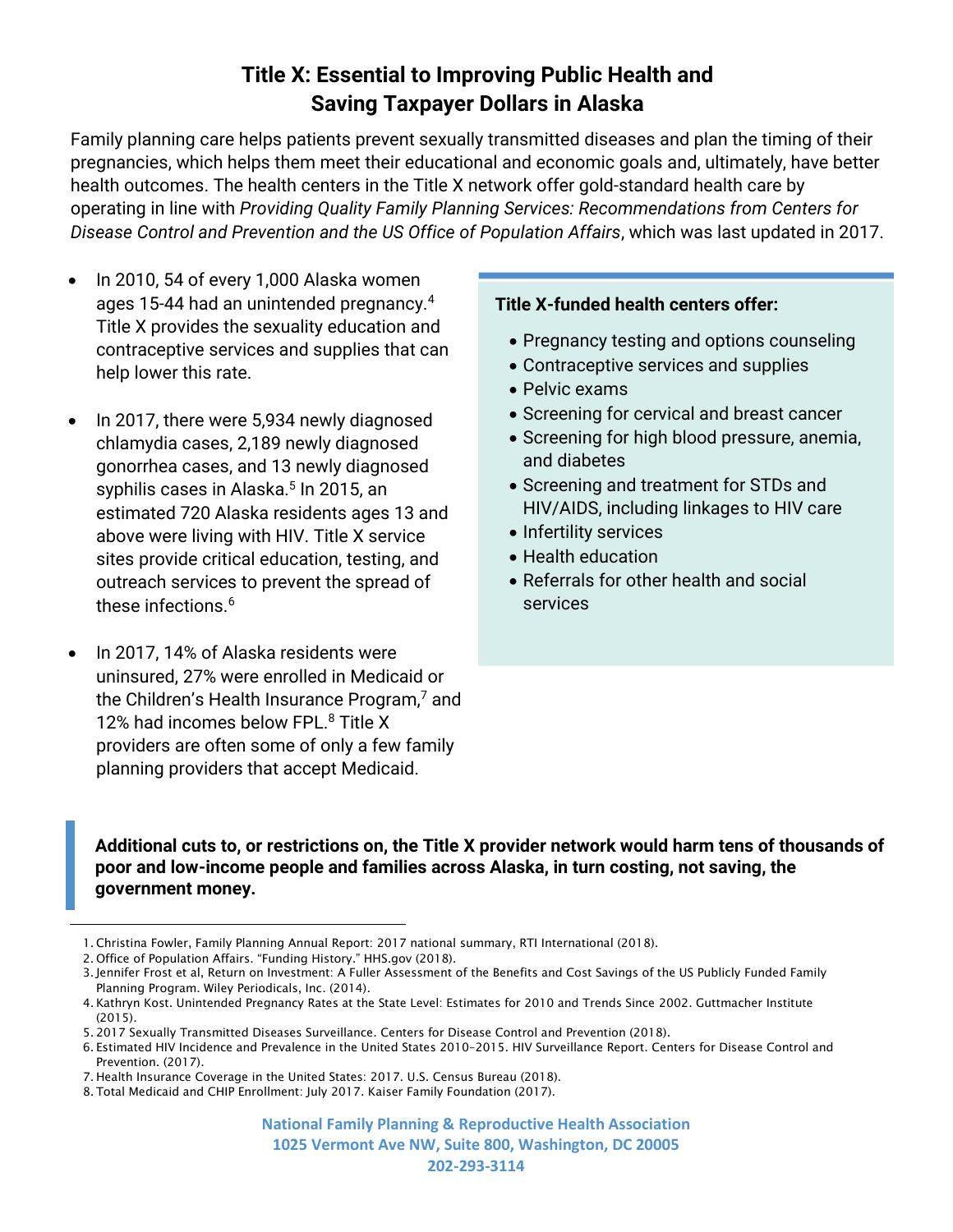# Title X: Essential to Improving Public Health and Saving Taxpayer Dollars in Alaska

Family planning care helps patients prevent sexually transmitted diseases and plan the timing of their pregnancies, which helps them meet their educational and economic goals and, ultimately, have better health outcomes. The health centers in the Title X network offer gold-standard health care by operating in line with *Providing Quality Family Planning Services: Recommendations from Centers for Disease Control and Prevention and the US Office of Population Affairs*, which was last updated in 2017.

- In 2010, 54 of every 1,000 Alaska women ages 15-44 had an unintended pregnancy.[4] Title X provides the sexuality education and contraceptive services and supplies that can help lower this rate.
- In 2017, there were 5,934 newly diagnosed chlamydia cases, 2,189 newly diagnosed gonorrhea cases, and 13 newly diagnosed syphilis cases in Alaska.[5] In 2015, an estimated 720 Alaska residents ages 13 and above were living with HIV. Title X service sites provide critical education, testing, and outreach services to prevent the spread of these infections.[6]
- In 2017, 14% of Alaska residents were uninsured, 27% were enrolled in Medicaid or the Children's Health Insurance Program,[7] and 12% had incomes below FPL.[8] Title X providers are often some of only a few family planning providers that accept Medicaid.

**Title X-funded health centers offer:**

- Pregnancy testing and options counseling
- Contraceptive services and supplies
- Pelvic exams
- Screening for cervical and breast cancer
- Screening for high blood pressure, anemia, and diabetes
- Screening and treatment for STDs and HIV/AIDS, including linkages to HIV care
- Infertility services
- Health education
- Referrals for other health and social services

**Additional cuts to, or restrictions on, the Title X provider network would harm tens of thousands of poor and low-income people and families across Alaska, in turn costing, not saving, the government money.**

1. Christina Fowler, Family Planning Annual Report: 2017 national summary, RTI International (2018).
2. Office of Population Affairs. "Funding History." HHS.gov (2018).
3. Jennifer Frost et al, Return on Investment: A Fuller Assessment of the Benefits and Cost Savings of the US Publicly Funded Family Planning Program. Wiley Periodicals, Inc. (2014).
4. Kathryn Kost. Unintended Pregnancy Rates at the State Level: Estimates for 2010 and Trends Since 2002. Guttmacher Institute (2015).
5. 2017 Sexually Transmitted Diseases Surveillance. Centers for Disease Control and Prevention (2018).
6. Estimated HIV Incidence and Prevalence in the United States 2010–2015. HIV Surveillance Report. Centers for Disease Control and Prevention. (2017).
7. Health Insurance Coverage in the United States: 2017. U.S. Census Bureau (2018).
8. Total Medicaid and CHIP Enrollment: July 2017. Kaiser Family Foundation (2017).

**National Family Planning & Reproductive Health Association**
**1025 Vermont Ave NW, Suite 800, Washington, DC 20005**
**202-293-3114**